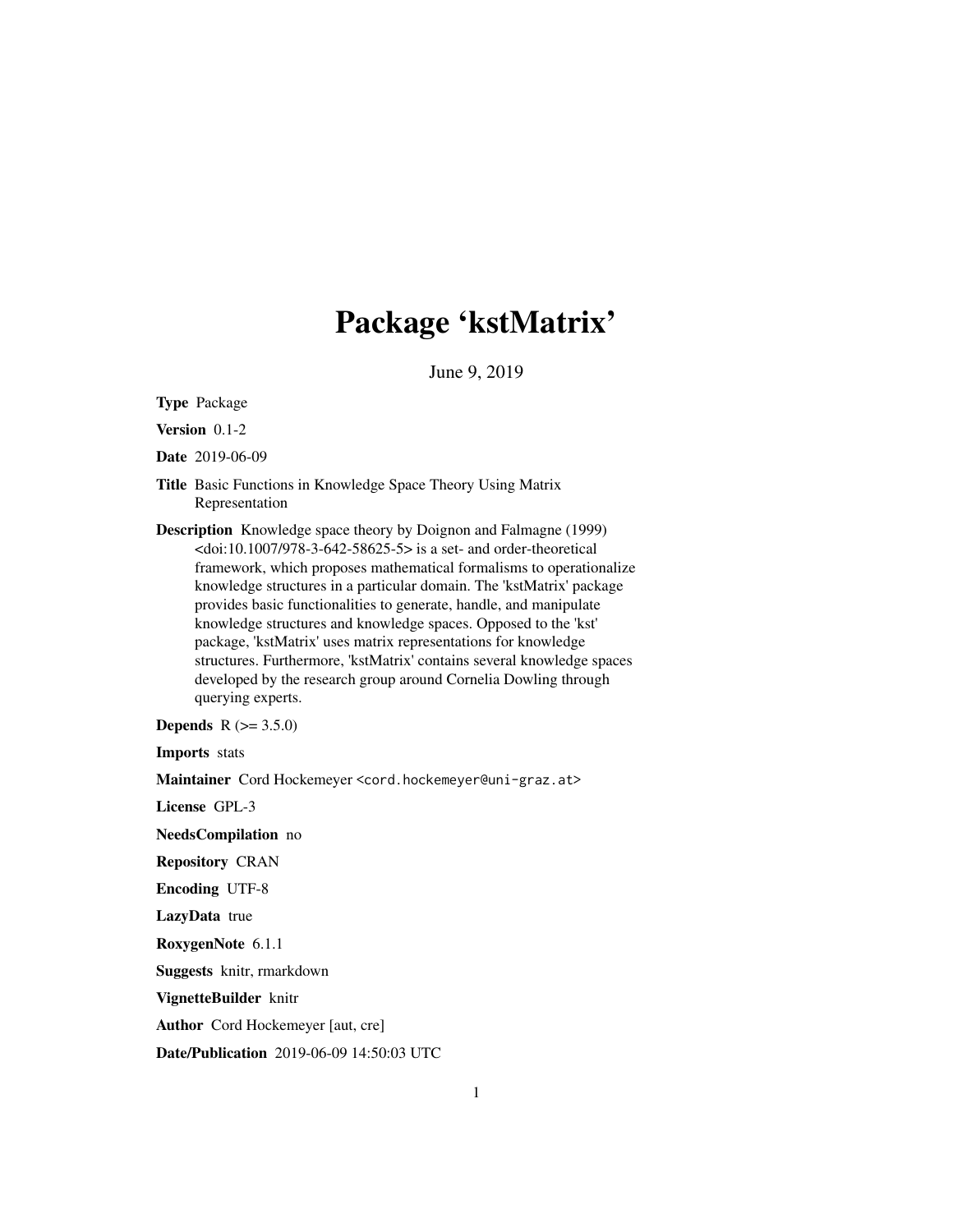# Package 'kstMatrix'

June 9, 2019

**Type** Package

**Version** 0.1-2

**Date** 2019-06-09

**Title** Basic Functions in Knowledge Space Theory Using Matrix Representation

**Description** Knowledge space theory by Doignon and Falmagne (1999) <doi:10.1007/978-3-642-58625-5> is a set- and order-theoretical framework, which proposes mathematical formalisms to operationalize knowledge structures in a particular domain. The 'kstMatrix' package provides basic functionalities to generate, handle, and manipulate knowledge structures and knowledge spaces. Opposed to the 'kst' package, 'kstMatrix' uses matrix representations for knowledge structures. Furthermore, 'kstMatrix' contains several knowledge spaces developed by the research group around Cornelia Dowling through querying experts.

**Depends** R (>= 3.5.0)

**Imports** stats

**Maintainer** Cord Hockemeyer <cord.hockemeyer@uni-graz.at>

**License** GPL-3

**NeedsCompilation** no

**Repository** CRAN

**Encoding** UTF-8

**LazyData** true

**RoxygenNote** 6.1.1

**Suggests** knitr, rmarkdown

**VignetteBuilder** knitr

**Author** Cord Hockemeyer [aut, cre]

**Date/Publication** 2019-06-09 14:50:03 UTC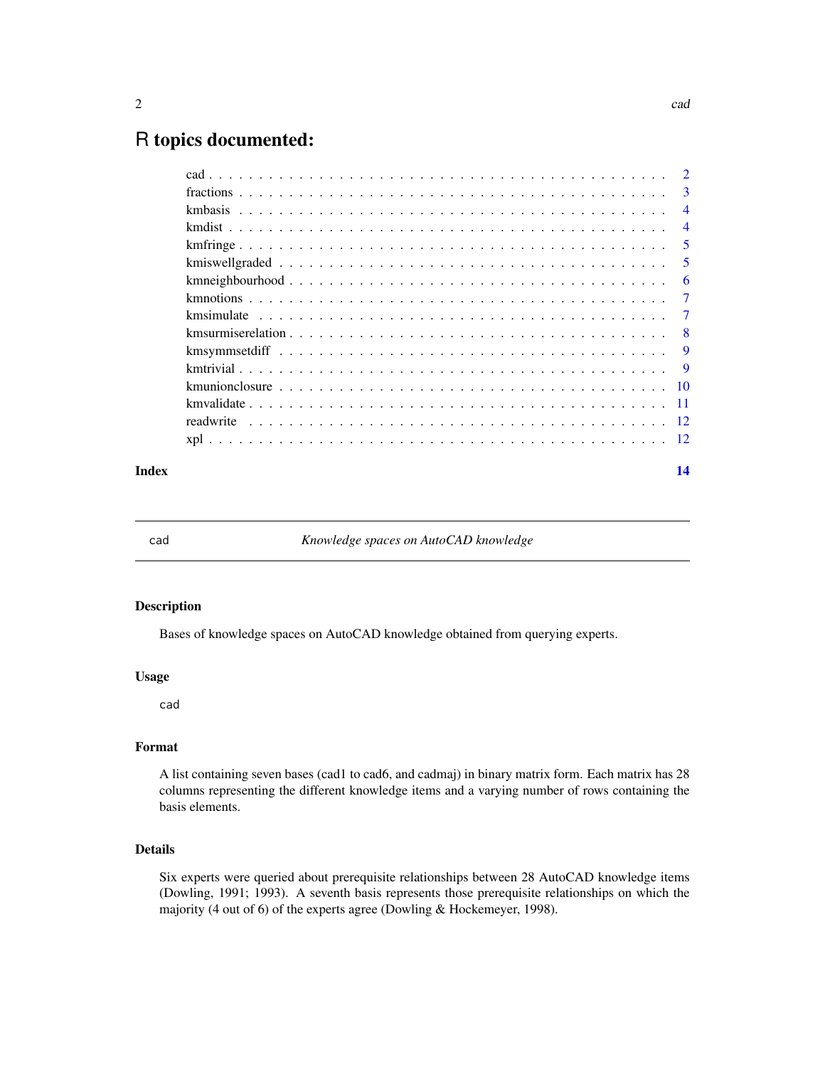# R topics documented:

- cad . . . . . . . . . . . . . . . . . . . . . . . . . . . . . . . . . . . . . . . . . . . . 2
- fractions . . . . . . . . . . . . . . . . . . . . . . . . . . . . . . . . . . . . . . . . . 3
- kmbasis . . . . . . . . . . . . . . . . . . . . . . . . . . . . . . . . . . . . . . . . . . 4
- kmdist . . . . . . . . . . . . . . . . . . . . . . . . . . . . . . . . . . . . . . . . . . . 4
- kmfringe . . . . . . . . . . . . . . . . . . . . . . . . . . . . . . . . . . . . . . . . . 5
- kmiswellgraded . . . . . . . . . . . . . . . . . . . . . . . . . . . . . . . . . . . . . 5
- kmneighbourhood . . . . . . . . . . . . . . . . . . . . . . . . . . . . . . . . . . . . 6
- kmnotions . . . . . . . . . . . . . . . . . . . . . . . . . . . . . . . . . . . . . . . . 7
- kmsimulate . . . . . . . . . . . . . . . . . . . . . . . . . . . . . . . . . . . . . . . 7
- kmsurmiserelation . . . . . . . . . . . . . . . . . . . . . . . . . . . . . . . . . . . 8
- kmsymmsetdiff . . . . . . . . . . . . . . . . . . . . . . . . . . . . . . . . . . . . . 9
- kmtrivial . . . . . . . . . . . . . . . . . . . . . . . . . . . . . . . . . . . . . . . . . 9
- kmunionclosure . . . . . . . . . . . . . . . . . . . . . . . . . . . . . . . . . . . . . 10
- kmvalidate . . . . . . . . . . . . . . . . . . . . . . . . . . . . . . . . . . . . . . . . 11
- readwrite . . . . . . . . . . . . . . . . . . . . . . . . . . . . . . . . . . . . . . . . 12
- xpl . . . . . . . . . . . . . . . . . . . . . . . . . . . . . . . . . . . . . . . . . . . . 12

**Index** **14**

---

## cad — *Knowledge spaces on AutoCAD knowledge*

### Description

Bases of knowledge spaces on AutoCAD knowledge obtained from querying experts.

### Usage

```
cad
```

### Format

A list containing seven bases (cad1 to cad6, and cadmaj) in binary matrix form. Each matrix has 28 columns representing the different knowledge items and a varying number of rows containing the basis elements.

### Details

Six experts were queried about prerequisite relationships between 28 AutoCAD knowledge items (Dowling, 1991; 1993). A seventh basis represents those prerequisite relationships on which the majority (4 out of 6) of the experts agree (Dowling & Hockemeyer, 1998).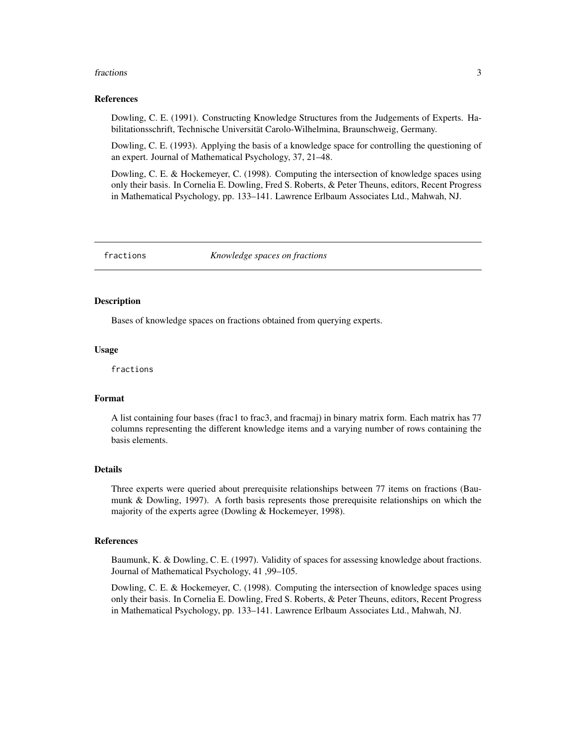### References

Dowling, C. E. (1991). Constructing Knowledge Structures from the Judgements of Experts. Habilitationsschrift, Technische Universität Carolo-Wilhelmina, Braunschweig, Germany.

Dowling, C. E. (1993). Applying the basis of a knowledge space for controlling the questioning of an expert. Journal of Mathematical Psychology, 37, 21–48.

Dowling, C. E. & Hockemeyer, C. (1998). Computing the intersection of knowledge spaces using only their basis. In Cornelia E. Dowling, Fred S. Roberts, & Peter Theuns, editors, Recent Progress in Mathematical Psychology, pp. 133–141. Lawrence Erlbaum Associates Ltd., Mahwah, NJ.

---

## fractions *Knowledge spaces on fractions*

---

### Description

Bases of knowledge spaces on fractions obtained from querying experts.

### Usage

```
fractions
```

### Format

A list containing four bases (frac1 to frac3, and fracmaj) in binary matrix form. Each matrix has 77 columns representing the different knowledge items and a varying number of rows containing the basis elements.

### Details

Three experts were queried about prerequisite relationships between 77 items on fractions (Baumunk & Dowling, 1997). A forth basis represents those prerequisite relationships on which the majority of the experts agree (Dowling & Hockemeyer, 1998).

### References

Baumunk, K. & Dowling, C. E. (1997). Validity of spaces for assessing knowledge about fractions. Journal of Mathematical Psychology, 41 ,99–105.

Dowling, C. E. & Hockemeyer, C. (1998). Computing the intersection of knowledge spaces using only their basis. In Cornelia E. Dowling, Fred S. Roberts, & Peter Theuns, editors, Recent Progress in Mathematical Psychology, pp. 133–141. Lawrence Erlbaum Associates Ltd., Mahwah, NJ.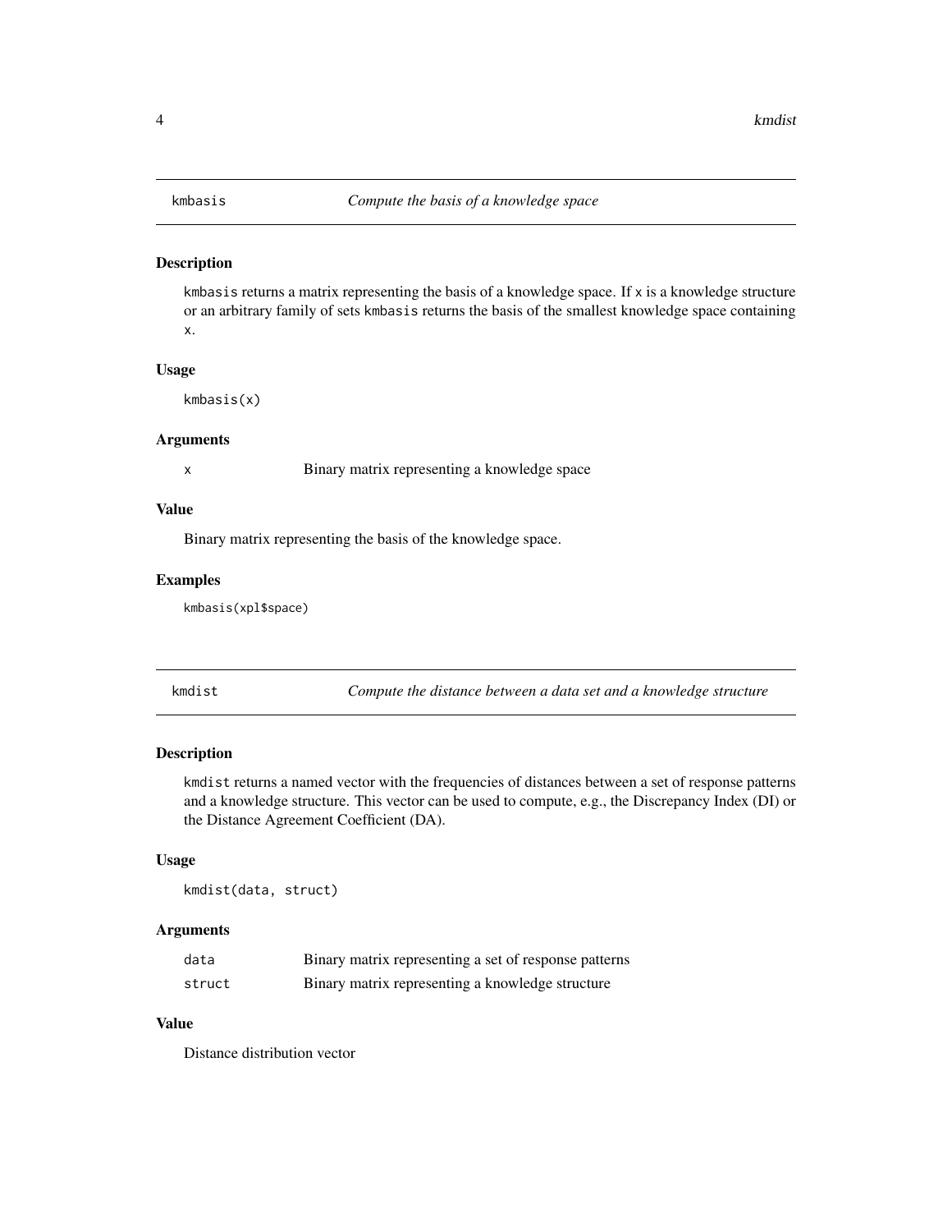## kmbasis *Compute the basis of a knowledge space*

### Description

kmbasis returns a matrix representing the basis of a knowledge space. If x is a knowledge structure or an arbitrary family of sets kmbasis returns the basis of the smallest knowledge space containing x.

### Usage

```
kmbasis(x)
```

### Arguments

| | |
|---|---|
| x | Binary matrix representing a knowledge space |

### Value

Binary matrix representing the basis of the knowledge space.

### Examples

```
kmbasis(xpl$space)
```

## kmdist *Compute the distance between a data set and a knowledge structure*

### Description

kmdist returns a named vector with the frequencies of distances between a set of response patterns and a knowledge structure. This vector can be used to compute, e.g., the Discrepancy Index (DI) or the Distance Agreement Coefficient (DA).

### Usage

```
kmdist(data, struct)
```

### Arguments

| | |
|---|---|
| data | Binary matrix representing a set of response patterns |
| struct | Binary matrix representing a knowledge structure |

### Value

Distance distribution vector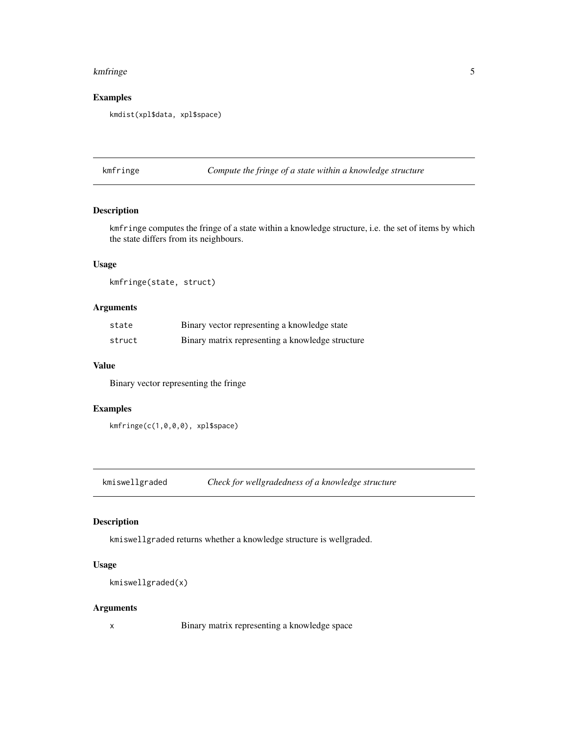### Examples

```
kmdist(xpl$data, xpl$space)
```

## kmfringe — *Compute the fringe of a state within a knowledge structure*

### Description

`kmfringe` computes the fringe of a state within a knowledge structure, i.e. the set of items by which the state differs from its neighbours.

### Usage

```
kmfringe(state, struct)
```

### Arguments

| | |
|---|---|
| `state` | Binary vector representing a knowledge state |
| `struct` | Binary matrix representing a knowledge structure |

### Value

Binary vector representing the fringe

### Examples

```
kmfringe(c(1,0,0,0), xpl$space)
```

## kmiswellgraded — *Check for wellgradedness of a knowledge structure*

### Description

`kmiswellgraded` returns whether a knowledge structure is wellgraded.

### Usage

```
kmiswellgraded(x)
```

### Arguments

| | |
|---|---|
| `x` | Binary matrix representing a knowledge space |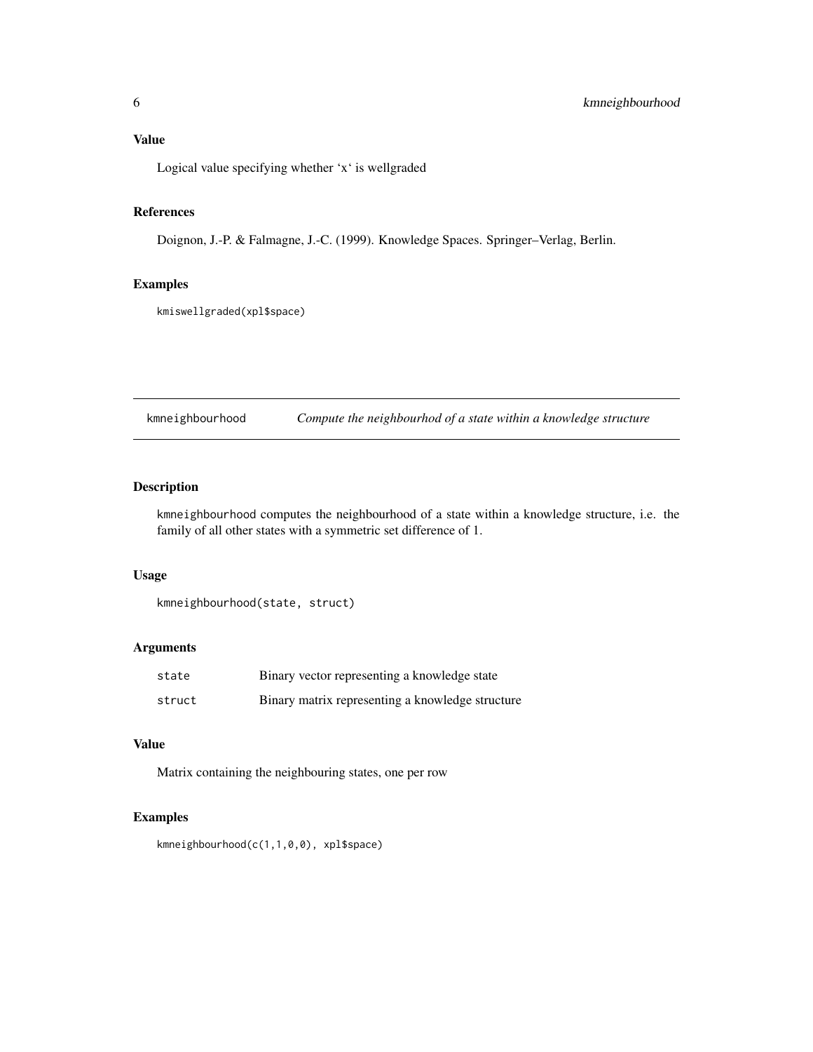### Value

Logical value specifying whether 'x' is wellgraded

### References

Doignon, J.-P. & Falmagne, J.-C. (1999). Knowledge Spaces. Springer–Verlag, Berlin.

### Examples

```
kmiswellgraded(xpl$space)
```

---

## kmneighbourhood — *Compute the neighbourhod of a state within a knowledge structure*

---

### Description

kmneighbourhood computes the neighbourhood of a state within a knowledge structure, i.e. the family of all other states with a symmetric set difference of 1.

### Usage

```
kmneighbourhood(state, struct)
```

### Arguments

| | |
|---|---|
| state | Binary vector representing a knowledge state |
| struct | Binary matrix representing a knowledge structure |

### Value

Matrix containing the neighbouring states, one per row

### Examples

```
kmneighbourhood(c(1,1,0,0), xpl$space)
```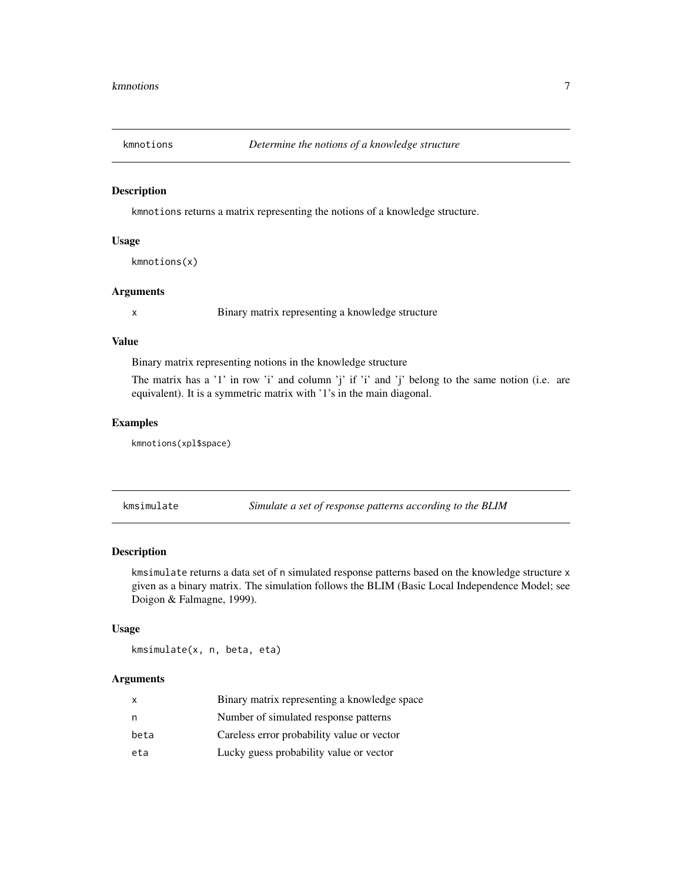## kmnotions *Determine the notions of a knowledge structure*

### Description

kmnotions returns a matrix representing the notions of a knowledge structure.

### Usage

```
kmnotions(x)
```

### Arguments

| | |
|---|---|
| x | Binary matrix representing a knowledge structure |

### Value

Binary matrix representing notions in the knowledge structure

The matrix has a '1' in row 'i' and column 'j' if 'i' and 'j' belong to the same notion (i.e. are equivalent). It is a symmetric matrix with '1's in the main diagonal.

### Examples

```
kmnotions(xpl$space)
```

## kmsimulate *Simulate a set of response patterns according to the BLIM*

### Description

kmsimulate returns a data set of n simulated response patterns based on the knowledge structure x given as a binary matrix. The simulation follows the BLIM (Basic Local Independence Model; see Doigon & Falmagne, 1999).

### Usage

```
kmsimulate(x, n, beta, eta)
```

### Arguments

| | |
|---|---|
| x | Binary matrix representing a knowledge space |
| n | Number of simulated response patterns |
| beta | Careless error probability value or vector |
| eta | Lucky guess probability value or vector |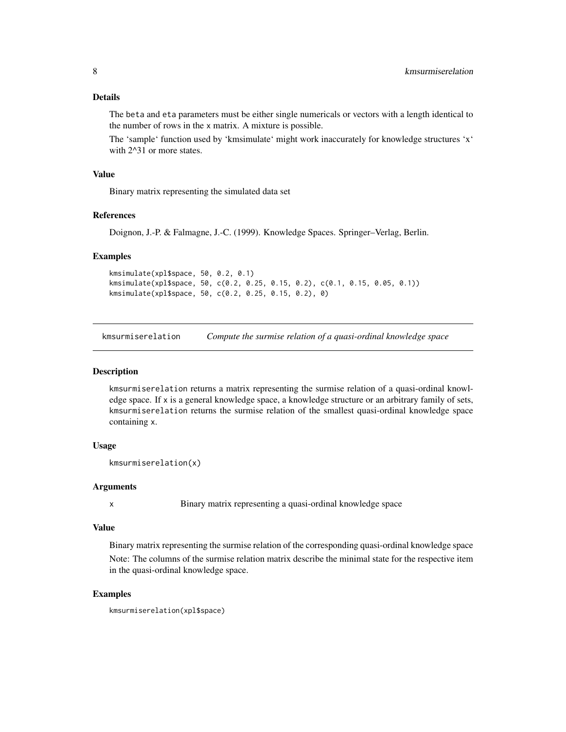### Details

The beta and eta parameters must be either single numericals or vectors with a length identical to the number of rows in the x matrix. A mixture is possible.

The 'sample' function used by 'kmsimulate' might work inaccurately for knowledge structures 'x' with 2^31 or more states.

### Value

Binary matrix representing the simulated data set

### References

Doignon, J.-P. & Falmagne, J.-C. (1999). Knowledge Spaces. Springer–Verlag, Berlin.

### Examples

```
kmsimulate(xpl$space, 50, 0.2, 0.1)
kmsimulate(xpl$space, 50, c(0.2, 0.25, 0.15, 0.2), c(0.1, 0.15, 0.05, 0.1))
kmsimulate(xpl$space, 50, c(0.2, 0.25, 0.15, 0.2), 0)
```

---

## kmsurmiserelation — *Compute the surmise relation of a quasi-ordinal knowledge space*

### Description

kmsurmiserelation returns a matrix representing the surmise relation of a quasi-ordinal knowledge space. If x is a general knowledge space, a knowledge structure or an arbitrary family of sets, kmsurmiserelation returns the surmise relation of the smallest quasi-ordinal knowledge space containing x.

### Usage

```
kmsurmiserelation(x)
```

### Arguments

| | |
|---|---|
| x | Binary matrix representing a quasi-ordinal knowledge space |

### Value

Binary matrix representing the surmise relation of the corresponding quasi-ordinal knowledge space

Note: The columns of the surmise relation matrix describe the minimal state for the respective item in the quasi-ordinal knowledge space.

### Examples

```
kmsurmiserelation(xpl$space)
```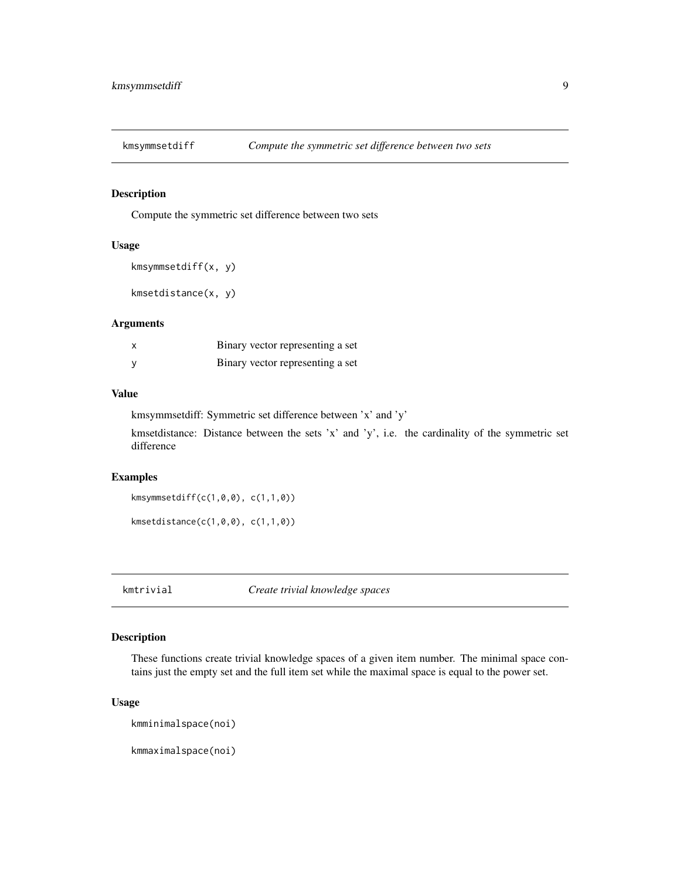## kmsymmsetdiff — *Compute the symmetric set difference between two sets*

### Description

Compute the symmetric set difference between two sets

### Usage

```
kmsymmsetdiff(x, y)

kmsetdistance(x, y)
```

### Arguments

| | |
|---|---|
| x | Binary vector representing a set |
| y | Binary vector representing a set |

### Value

kmsymmsetdiff: Symmetric set difference between 'x' and 'y'

kmsetdistance: Distance between the sets 'x' and 'y', i.e. the cardinality of the symmetric set difference

### Examples

```
kmsymmsetdiff(c(1,0,0), c(1,1,0))

kmsetdistance(c(1,0,0), c(1,1,0))
```

## kmtrivial — *Create trivial knowledge spaces*

### Description

These functions create trivial knowledge spaces of a given item number. The minimal space contains just the empty set and the full item set while the maximal space is equal to the power set.

### Usage

```
kmminimalspace(noi)

kmmaximalspace(noi)
```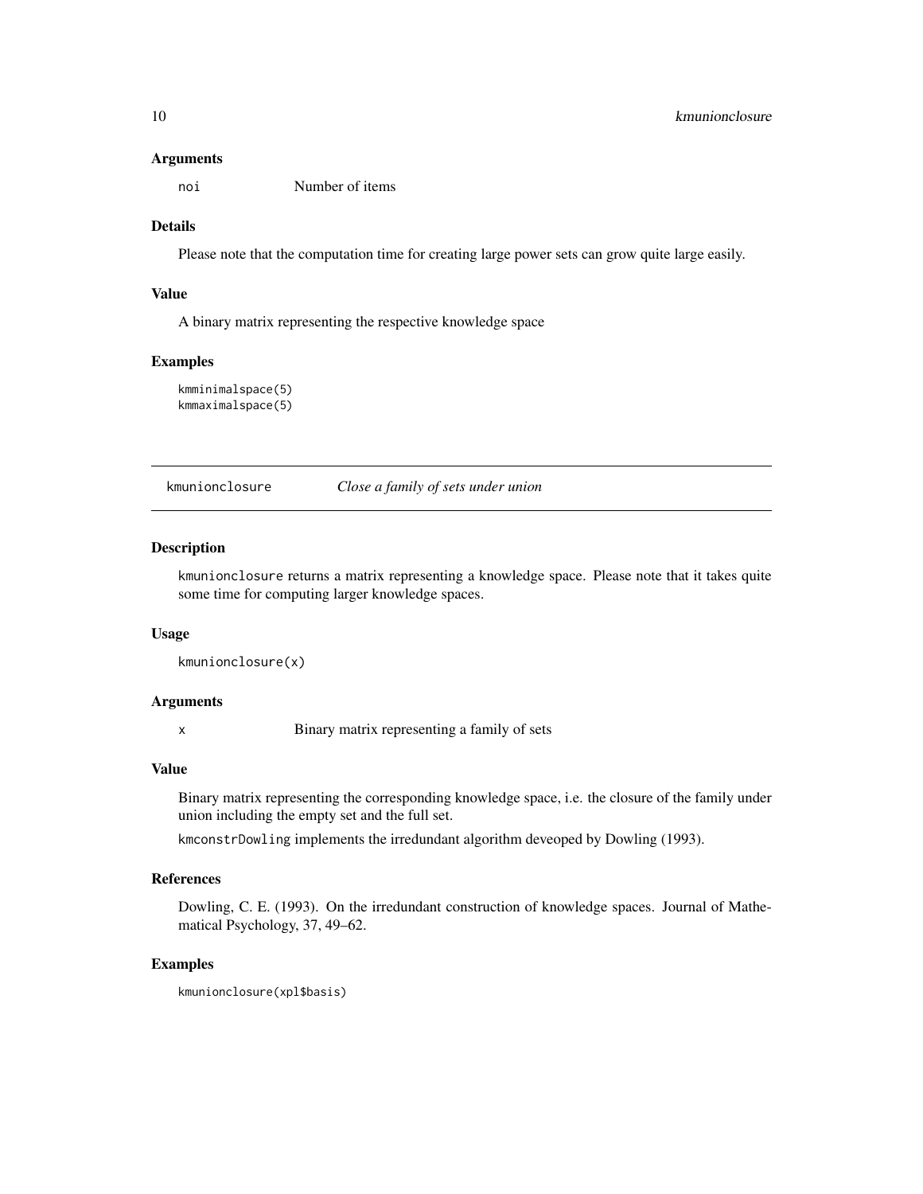### Arguments

noi    Number of items

### Details

Please note that the computation time for creating large power sets can grow quite large easily.

### Value

A binary matrix representing the respective knowledge space

### Examples

```
kmminimalspace(5)
kmmaximalspace(5)
```

---

## kmunionclosure    *Close a family of sets under union*

---

### Description

kmunionclosure returns a matrix representing a knowledge space. Please note that it takes quite some time for computing larger knowledge spaces.

### Usage

```
kmunionclosure(x)
```

### Arguments

x    Binary matrix representing a family of sets

### Value

Binary matrix representing the corresponding knowledge space, i.e. the closure of the family under union including the empty set and the full set.

kmconstrDowling implements the irredundant algorithm deveoped by Dowling (1993).

### References

Dowling, C. E. (1993). On the irredundant construction of knowledge spaces. Journal of Mathematical Psychology, 37, 49–62.

### Examples

```
kmunionclosure(xpl$basis)
```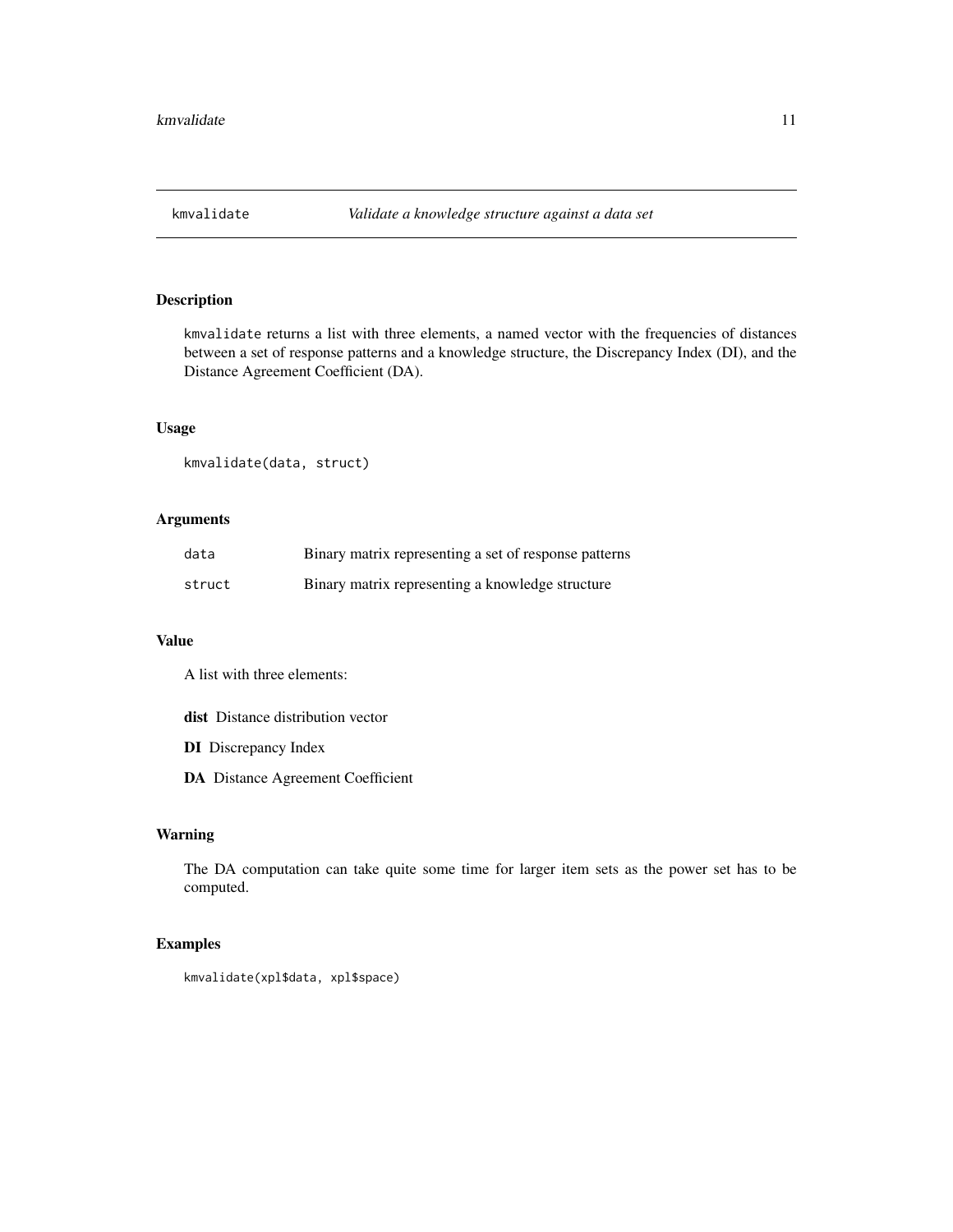## kmvalidate *Validate a knowledge structure against a data set*

### Description

kmvalidate returns a list with three elements, a named vector with the frequencies of distances between a set of response patterns and a knowledge structure, the Discrepancy Index (DI), and the Distance Agreement Coefficient (DA).

### Usage

```
kmvalidate(data, struct)
```

### Arguments

| | |
|---|---|
| data | Binary matrix representing a set of response patterns |
| struct | Binary matrix representing a knowledge structure |

### Value

A list with three elements:

**dist** Distance distribution vector

**DI** Discrepancy Index

**DA** Distance Agreement Coefficient

### Warning

The DA computation can take quite some time for larger item sets as the power set has to be computed.

### Examples

```
kmvalidate(xpl$data, xpl$space)
```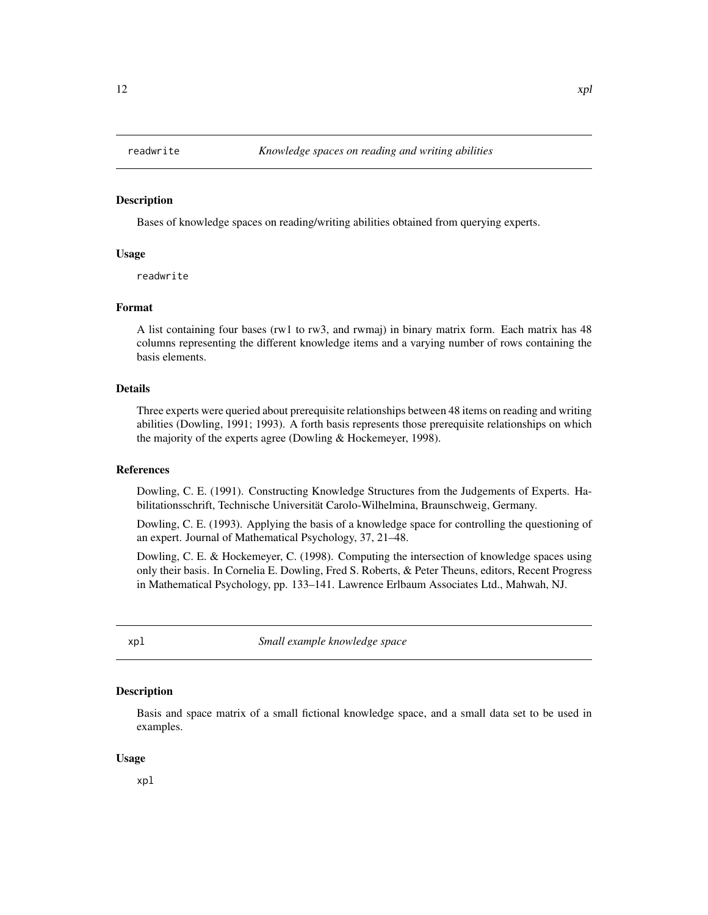## readwrite — *Knowledge spaces on reading and writing abilities*

### Description

Bases of knowledge spaces on reading/writing abilities obtained from querying experts.

### Usage

```
readwrite
```

### Format

A list containing four bases (rw1 to rw3, and rwmaj) in binary matrix form. Each matrix has 48 columns representing the different knowledge items and a varying number of rows containing the basis elements.

### Details

Three experts were queried about prerequisite relationships between 48 items on reading and writing abilities (Dowling, 1991; 1993). A forth basis represents those prerequisite relationships on which the majority of the experts agree (Dowling & Hockemeyer, 1998).

### References

Dowling, C. E. (1991). Constructing Knowledge Structures from the Judgements of Experts. Habilitationsschrift, Technische Universität Carolo-Wilhelmina, Braunschweig, Germany.

Dowling, C. E. (1993). Applying the basis of a knowledge space for controlling the questioning of an expert. Journal of Mathematical Psychology, 37, 21–48.

Dowling, C. E. & Hockemeyer, C. (1998). Computing the intersection of knowledge spaces using only their basis. In Cornelia E. Dowling, Fred S. Roberts, & Peter Theuns, editors, Recent Progress in Mathematical Psychology, pp. 133–141. Lawrence Erlbaum Associates Ltd., Mahwah, NJ.

## xpl — *Small example knowledge space*

### Description

Basis and space matrix of a small fictional knowledge space, and a small data set to be used in examples.

### Usage

```
xpl
```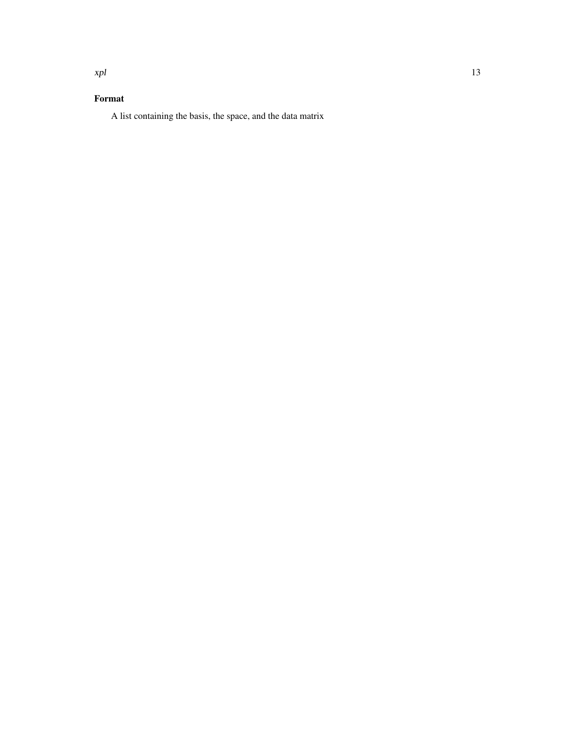### Format

A list containing the basis, the space, and the data matrix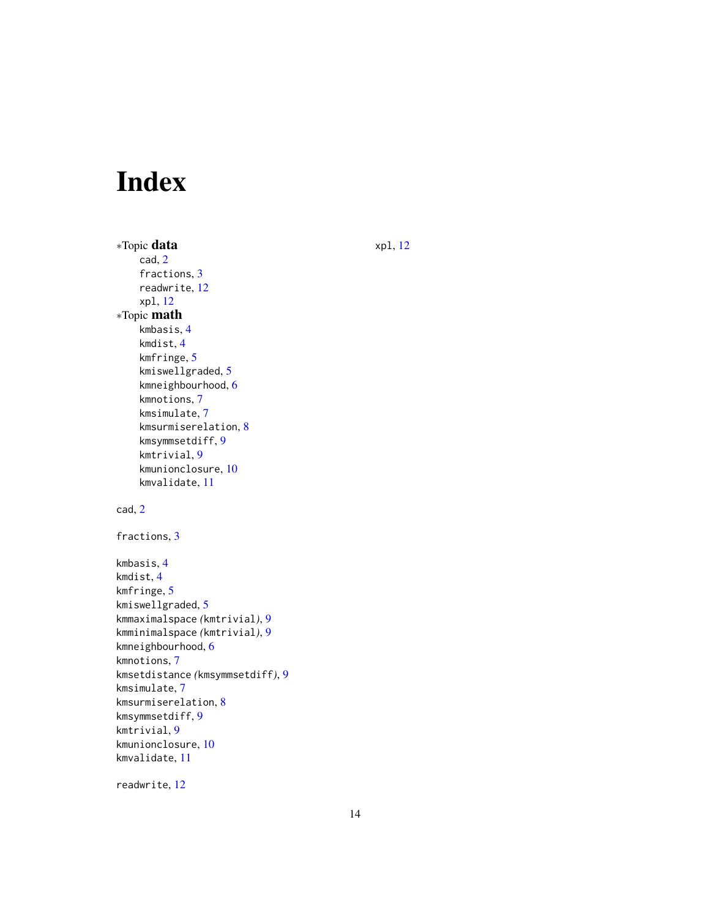# Index

*Topic **data**

- cad, 2
- fractions, 3
- readwrite, 12
- xpl, 12

*Topic **math**

- kmbasis, 4
- kmdist, 4
- kmfringe, 5
- kmiswellgraded, 5
- kmneighbourhood, 6
- kmnotions, 7
- kmsimulate, 7
- kmsurmiserelation, 8
- kmsymmsetdiff, 9
- kmtrivial, 9
- kmunionclosure, 10
- kmvalidate, 11

cad, 2

fractions, 3

kmbasis, 4
kmdist, 4
kmfringe, 5
kmiswellgraded, 5
kmmaximalspace *(*kmtrivial*)*, 9
kmminimalspace *(*kmtrivial*)*, 9
kmneighbourhood, 6
kmnotions, 7
kmsetdistance *(*kmsymmsetdiff*)*, 9
kmsimulate, 7
kmsurmiserelation, 8
kmsymmsetdiff, 9
kmtrivial, 9
kmunionclosure, 10
kmvalidate, 11

readwrite, 12

xpl, 12